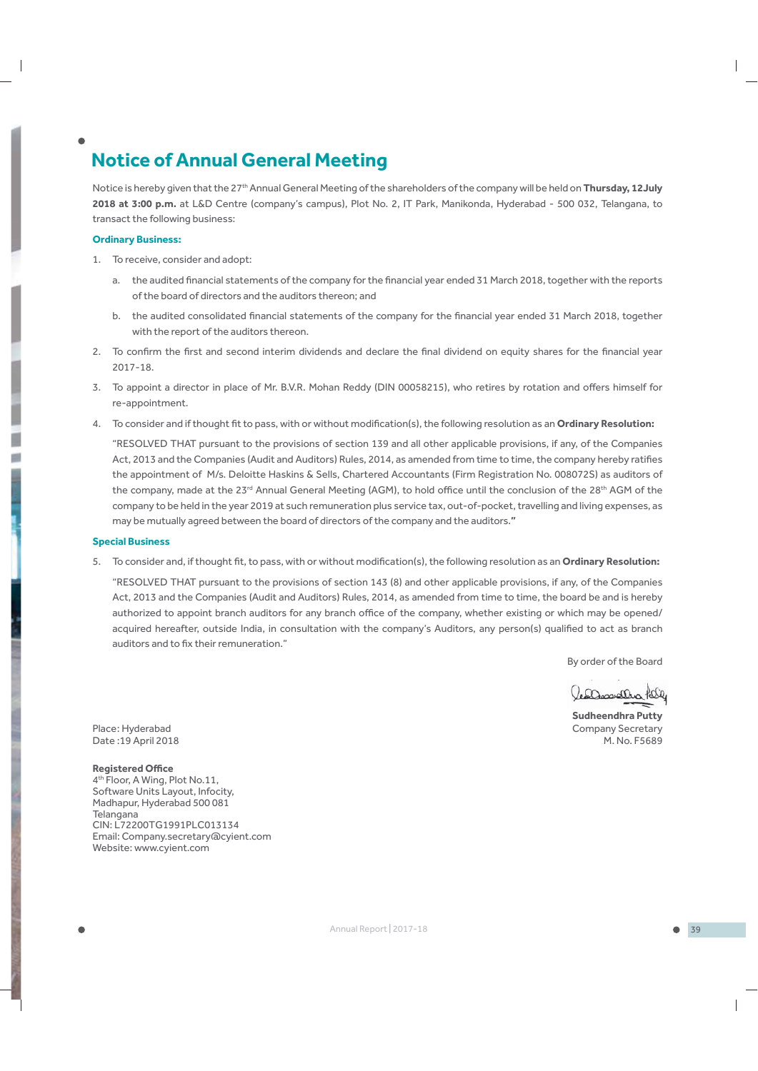# Notice of Annual General Meeting

Notice is hereby given that the 27th Annual General Meeting of the shareholders of the company will be held on **Thursday, 12July 2018 at 3:00 p.m.** at L&D Centre (company's campus), Plot No. 2, IT Park, Manikonda, Hyderabad - 500 032, Telangana, to transact the following business:

**Ordinary Business:**

1. To receive, consider and adopt:

   a. the audited financial statements of the company for the financial year ended 31 March 2018, together with the reports of the board of directors and the auditors thereon; and

   b. the audited consolidated financial statements of the company for the financial year ended 31 March 2018, together with the report of the auditors thereon.

2. To confirm the first and second interim dividends and declare the final dividend on equity shares for the financial year 2017-18.

3. To appoint a director in place of Mr. B.V.R. Mohan Reddy (DIN 00058215), who retires by rotation and offers himself for re-appointment.

4. To consider and if thought fit to pass, with or without modification(s), the following resolution as an **Ordinary Resolution:**

   "RESOLVED THAT pursuant to the provisions of section 139 and all other applicable provisions, if any, of the Companies Act, 2013 and the Companies (Audit and Auditors) Rules, 2014, as amended from time to time, the company hereby ratifies the appointment of M/s. Deloitte Haskins & Sells, Chartered Accountants (Firm Registration No. 008072S) as auditors of the company, made at the 23rd Annual General Meeting (AGM), to hold office until the conclusion of the 28th AGM of the company to be held in the year 2019 at such remuneration plus service tax, out-of-pocket, travelling and living expenses, as may be mutually agreed between the board of directors of the company and the auditors.**"**

**Special Business**

5. To consider and, if thought fit, to pass, with or without modification(s), the following resolution as an **Ordinary Resolution:**

   "RESOLVED THAT pursuant to the provisions of section 143 (8) and other applicable provisions, if any, of the Companies Act, 2013 and the Companies (Audit and Auditors) Rules, 2014, as amended from time to time, the board be and is hereby authorized to appoint branch auditors for any branch office of the company, whether existing or which may be opened/ acquired hereafter, outside India, in consultation with the company's Auditors, any person(s) qualified to act as branch auditors and to fix their remuneration."

By order of the Board

**Sudheendhra Putty**
Company Secretary
M. No. F5689

Place: Hyderabad
Date :19 April 2018

**Registered Office**
4th Floor, A Wing, Plot No.11,
Software Units Layout, Infocity,
Madhapur, Hyderabad 500 081
Telangana
CIN: L72200TG1991PLC013134
Email: Company.secretary@cyient.com
Website: www.cyient.com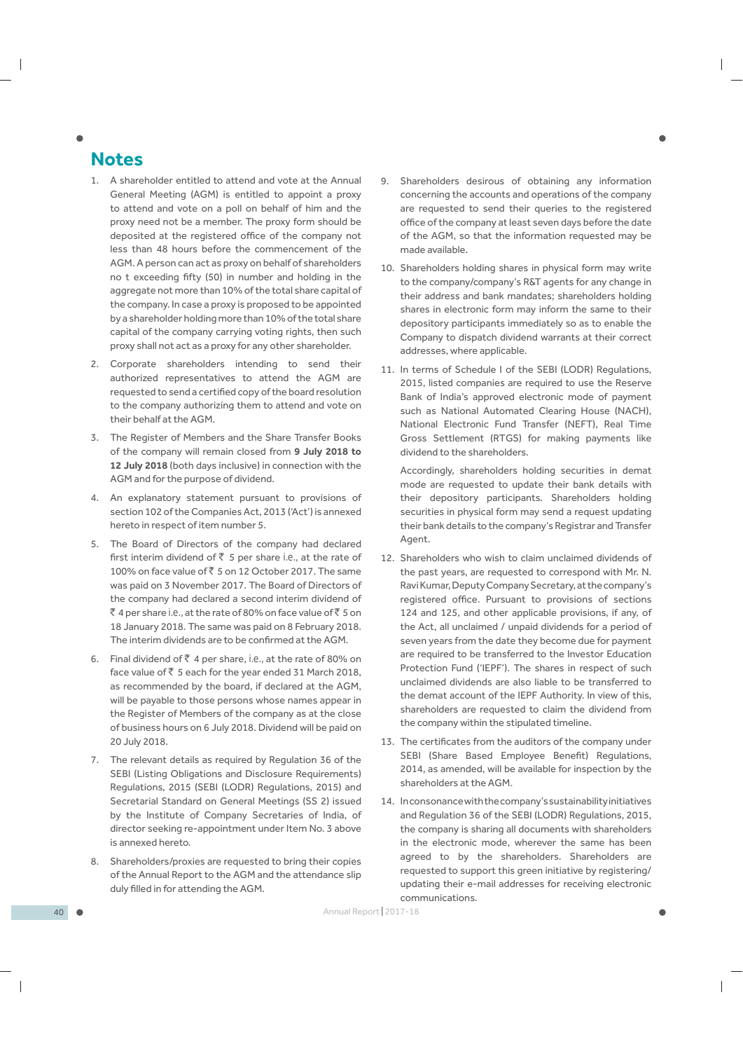# Notes

1. A shareholder entitled to attend and vote at the Annual General Meeting (AGM) is entitled to appoint a proxy to attend and vote on a poll on behalf of him and the proxy need not be a member. The proxy form should be deposited at the registered office of the company not less than 48 hours before the commencement of the AGM. A person can act as proxy on behalf of shareholders no t exceeding fifty (50) in number and holding in the aggregate not more than 10% of the total share capital of the company. In case a proxy is proposed to be appointed by a shareholder holding more than 10% of the total share capital of the company carrying voting rights, then such proxy shall not act as a proxy for any other shareholder.

2. Corporate shareholders intending to send their authorized representatives to attend the AGM are requested to send a certified copy of the board resolution to the company authorizing them to attend and vote on their behalf at the AGM.

3. The Register of Members and the Share Transfer Books of the company will remain closed from **9 July 2018 to 12 July 2018** (both days inclusive) in connection with the AGM and for the purpose of dividend.

4. An explanatory statement pursuant to provisions of section 102 of the Companies Act, 2013 ('Act') is annexed hereto in respect of item number 5.

5. The Board of Directors of the company had declared first interim dividend of ₹ 5 per share i.e., at the rate of 100% on face value of ₹ 5 on 12 October 2017. The same was paid on 3 November 2017. The Board of Directors of the company had declared a second interim dividend of ₹ 4 per share i.e., at the rate of 80% on face value of ₹ 5 on 18 January 2018. The same was paid on 8 February 2018. The interim dividends are to be confirmed at the AGM.

6. Final dividend of ₹ 4 per share, i.e., at the rate of 80% on face value of ₹ 5 each for the year ended 31 March 2018, as recommended by the board, if declared at the AGM, will be payable to those persons whose names appear in the Register of Members of the company as at the close of business hours on 6 July 2018. Dividend will be paid on 20 July 2018.

7. The relevant details as required by Regulation 36 of the SEBI (Listing Obligations and Disclosure Requirements) Regulations, 2015 (SEBI (LODR) Regulations, 2015) and Secretarial Standard on General Meetings (SS 2) issued by the Institute of Company Secretaries of India, of director seeking re-appointment under Item No. 3 above is annexed hereto.

8. Shareholders/proxies are requested to bring their copies of the Annual Report to the AGM and the attendance slip duly filled in for attending the AGM.

9. Shareholders desirous of obtaining any information concerning the accounts and operations of the company are requested to send their queries to the registered office of the company at least seven days before the date of the AGM, so that the information requested may be made available.

10. Shareholders holding shares in physical form may write to the company/company's R&T agents for any change in their address and bank mandates; shareholders holding shares in electronic form may inform the same to their depository participants immediately so as to enable the Company to dispatch dividend warrants at their correct addresses, where applicable.

11. In terms of Schedule I of the SEBI (LODR) Regulations, 2015, listed companies are required to use the Reserve Bank of India's approved electronic mode of payment such as National Automated Clearing House (NACH), National Electronic Fund Transfer (NEFT), Real Time Gross Settlement (RTGS) for making payments like dividend to the shareholders.

    Accordingly, shareholders holding securities in demat mode are requested to update their bank details with their depository participants. Shareholders holding securities in physical form may send a request updating their bank details to the company's Registrar and Transfer Agent.

12. Shareholders who wish to claim unclaimed dividends of the past years, are requested to correspond with Mr. N. Ravi Kumar, Deputy Company Secretary, at the company's registered office. Pursuant to provisions of sections 124 and 125, and other applicable provisions, if any, of the Act, all unclaimed / unpaid dividends for a period of seven years from the date they become due for payment are required to be transferred to the Investor Education Protection Fund ('IEPF'). The shares in respect of such unclaimed dividends are also liable to be transferred to the demat account of the IEPF Authority. In view of this, shareholders are requested to claim the dividend from the company within the stipulated timeline.

13. The certificates from the auditors of the company under SEBI (Share Based Employee Benefit) Regulations, 2014, as amended, will be available for inspection by the shareholders at the AGM.

14. In consonance with the company's sustainability initiatives and Regulation 36 of the SEBI (LODR) Regulations, 2015, the company is sharing all documents with shareholders in the electronic mode, wherever the same has been agreed to by the shareholders. Shareholders are requested to support this green initiative by registering/ updating their e-mail addresses for receiving electronic communications.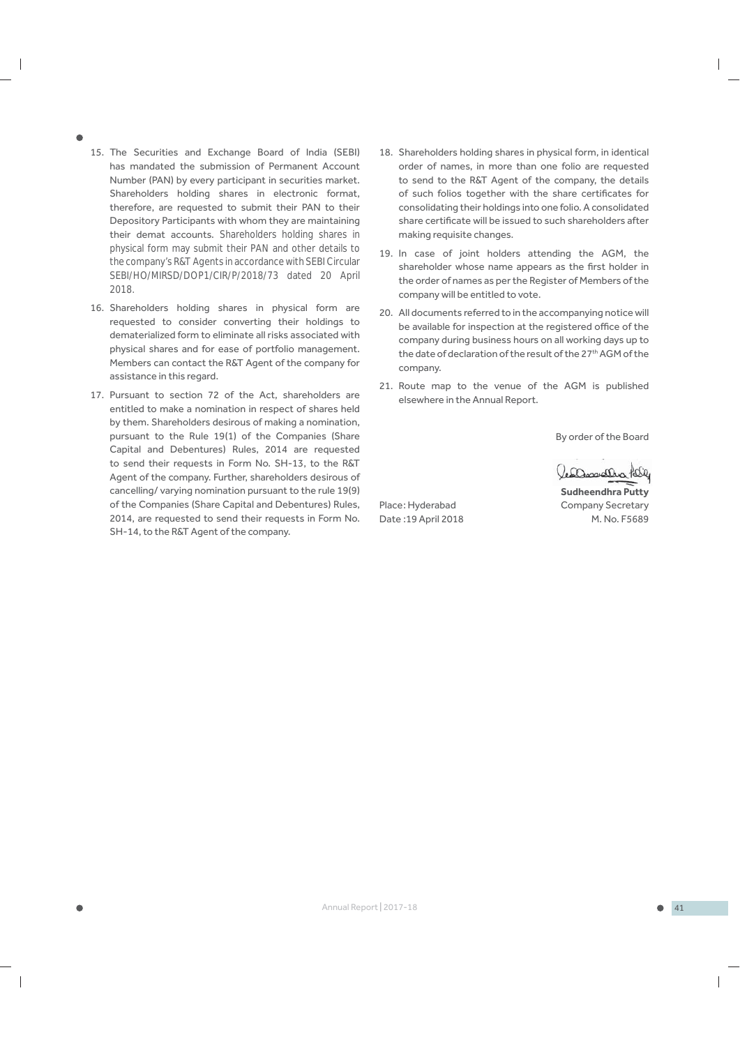15. The Securities and Exchange Board of India (SEBI) has mandated the submission of Permanent Account Number (PAN) by every participant in securities market. Shareholders holding shares in electronic format, therefore, are requested to submit their PAN to their Depository Participants with whom they are maintaining their demat accounts. Shareholders holding shares in physical form may submit their PAN and other details to the company's R&T Agents in accordance with SEBI Circular SEBI/HO/MIRSD/DOP1/CIR/P/2018/73 dated 20 April 2018.

16. Shareholders holding shares in physical form are requested to consider converting their holdings to dematerialized form to eliminate all risks associated with physical shares and for ease of portfolio management. Members can contact the R&T Agent of the company for assistance in this regard.

17. Pursuant to section 72 of the Act, shareholders are entitled to make a nomination in respect of shares held by them. Shareholders desirous of making a nomination, pursuant to the Rule 19(1) of the Companies (Share Capital and Debentures) Rules, 2014 are requested to send their requests in Form No. SH-13, to the R&T Agent of the company. Further, shareholders desirous of cancelling/ varying nomination pursuant to the rule 19(9) of the Companies (Share Capital and Debentures) Rules, 2014, are requested to send their requests in Form No. SH-14, to the R&T Agent of the company.

18. Shareholders holding shares in physical form, in identical order of names, in more than one folio are requested to send to the R&T Agent of the company, the details of such folios together with the share certificates for consolidating their holdings into one folio. A consolidated share certificate will be issued to such shareholders after making requisite changes.

19. In case of joint holders attending the AGM, the shareholder whose name appears as the first holder in the order of names as per the Register of Members of the company will be entitled to vote.

20. All documents referred to in the accompanying notice will be available for inspection at the registered office of the company during business hours on all working days up to the date of declaration of the result of the 27th AGM of the company.

21. Route map to the venue of the AGM is published elsewhere in the Annual Report.

By order of the Board

**Sudheendhra Putty**
Company Secretary
M. No. F5689

Place: Hyderabad
Date :19 April 2018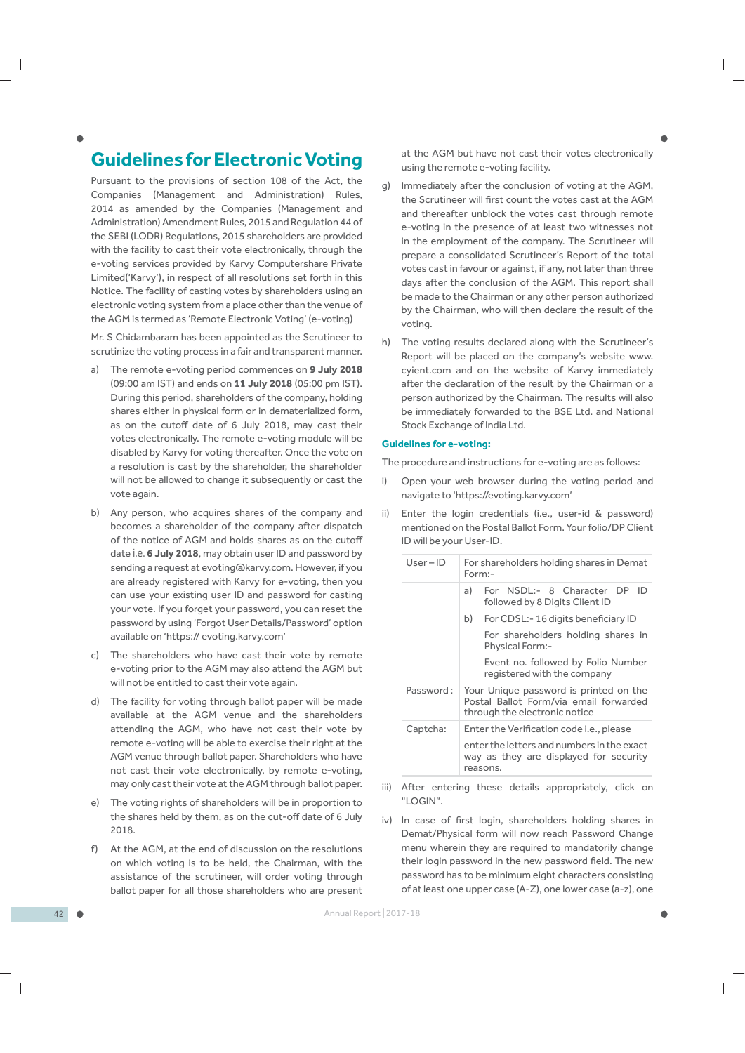# Guidelines for Electronic Voting

Pursuant to the provisions of section 108 of the Act, the Companies (Management and Administration) Rules, 2014 as amended by the Companies (Management and Administration) Amendment Rules, 2015 and Regulation 44 of the SEBI (LODR) Regulations, 2015 shareholders are provided with the facility to cast their vote electronically, through the e-voting services provided by Karvy Computershare Private Limited('Karvy'), in respect of all resolutions set forth in this Notice. The facility of casting votes by shareholders using an electronic voting system from a place other than the venue of the AGM is termed as 'Remote Electronic Voting' (e-voting)

Mr. S Chidambaram has been appointed as the Scrutineer to scrutinize the voting process in a fair and transparent manner.

a) The remote e-voting period commences on **9 July 2018** (09:00 am IST) and ends on **11 July 2018** (05:00 pm IST). During this period, shareholders of the company, holding shares either in physical form or in dematerialized form, as on the cutoff date of 6 July 2018, may cast their votes electronically. The remote e-voting module will be disabled by Karvy for voting thereafter. Once the vote on a resolution is cast by the shareholder, the shareholder will not be allowed to change it subsequently or cast the vote again.

b) Any person, who acquires shares of the company and becomes a shareholder of the company after dispatch of the notice of AGM and holds shares as on the cutoff date i.e. **6 July 2018**, may obtain user ID and password by sending a request at evoting@karvy.com. However, if you are already registered with Karvy for e-voting, then you can use your existing user ID and password for casting your vote. If you forget your password, you can reset the password by using 'Forgot User Details/Password' option available on 'https:// evoting.karvy.com'

c) The shareholders who have cast their vote by remote e-voting prior to the AGM may also attend the AGM but will not be entitled to cast their vote again.

d) The facility for voting through ballot paper will be made available at the AGM venue and the shareholders attending the AGM, who have not cast their vote by remote e-voting will be able to exercise their right at the AGM venue through ballot paper. Shareholders who have not cast their vote electronically, by remote e-voting, may only cast their vote at the AGM through ballot paper.

e) The voting rights of shareholders will be in proportion to the shares held by them, as on the cut-off date of 6 July 2018.

f) At the AGM, at the end of discussion on the resolutions on which voting is to be held, the Chairman, with the assistance of the scrutineer, will order voting through ballot paper for all those shareholders who are present at the AGM but have not cast their votes electronically using the remote e-voting facility.

g) Immediately after the conclusion of voting at the AGM, the Scrutineer will first count the votes cast at the AGM and thereafter unblock the votes cast through remote e-voting in the presence of at least two witnesses not in the employment of the company. The Scrutineer will prepare a consolidated Scrutineer's Report of the total votes cast in favour or against, if any, not later than three days after the conclusion of the AGM. This report shall be made to the Chairman or any other person authorized by the Chairman, who will then declare the result of the voting.

h) The voting results declared along with the Scrutineer's Report will be placed on the company's website www.cyient.com and on the website of Karvy immediately after the declaration of the result by the Chairman or a person authorized by the Chairman. The results will also be immediately forwarded to the BSE Ltd. and National Stock Exchange of India Ltd.

### Guidelines for e-voting:

The procedure and instructions for e-voting are as follows:

i) Open your web browser during the voting period and navigate to 'https://evoting.karvy.com'

ii) Enter the login credentials (i.e., user-id & password) mentioned on the Postal Ballot Form. Your folio/DP Client ID will be your User-ID.

| User – ID | For shareholders holding shares in Demat Form:- |
|---|---|
| | a) For NSDL:- 8 Character DP ID followed by 8 Digits Client ID<br>b) For CDSL:- 16 digits beneficiary ID<br>For shareholders holding shares in Physical Form:-<br>Event no. followed by Folio Number registered with the company |
| Password : | Your Unique password is printed on the Postal Ballot Form/via email forwarded through the electronic notice |
| Captcha: | Enter the Verification code i.e., please enter the letters and numbers in the exact way as they are displayed for security reasons. |

iii) After entering these details appropriately, click on "LOGIN".

iv) In case of first login, shareholders holding shares in Demat/Physical form will now reach Password Change menu wherein they are required to mandatorily change their login password in the new password field. The new password has to be minimum eight characters consisting of at least one upper case (A-Z), one lower case (a-z), one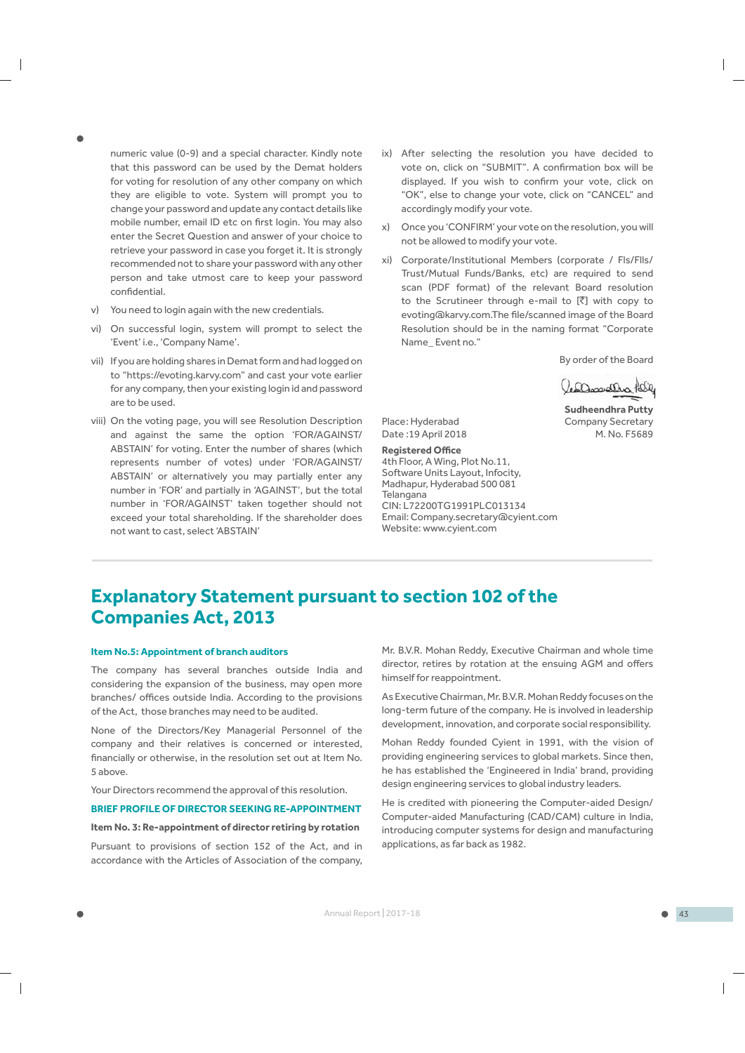numeric value (0-9) and a special character. Kindly note that this password can be used by the Demat holders for voting for resolution of any other company on which they are eligible to vote. System will prompt you to change your password and update any contact details like mobile number, email ID etc on first login. You may also enter the Secret Question and answer of your choice to retrieve your password in case you forget it. It is strongly recommended not to share your password with any other person and take utmost care to keep your password confidential.

v) You need to login again with the new credentials.

vi) On successful login, system will prompt to select the 'Event' i.e., 'Company Name'.

vii) If you are holding shares in Demat form and had logged on to "https://evoting.karvy.com" and cast your vote earlier for any company, then your existing login id and password are to be used.

viii) On the voting page, you will see Resolution Description and against the same the option 'FOR/AGAINST/ABSTAIN' for voting. Enter the number of shares (which represents number of votes) under 'FOR/AGAINST/ABSTAIN' or alternatively you may partially enter any number in 'FOR' and partially in 'AGAINST', but the total number in 'FOR/AGAINST' taken together should not exceed your total shareholding. If the shareholder does not want to cast, select 'ABSTAIN'

ix) After selecting the resolution you have decided to vote on, click on "SUBMIT". A confirmation box will be displayed. If you wish to confirm your vote, click on "OK", else to change your vote, click on "CANCEL" and accordingly modify your vote.

x) Once you 'CONFIRM' your vote on the resolution, you will not be allowed to modify your vote.

xi) Corporate/Institutional Members (corporate / FIs/FIIs/Trust/Mutual Funds/Banks, etc) are required to send scan (PDF format) of the relevant Board resolution to the Scrutineer through e-mail to [₹] with copy to evoting@karvy.com.The file/scanned image of the Board Resolution should be in the naming format "Corporate Name_ Event no."

By order of the Board

**Sudheendhra Putty**
Company Secretary
M. No. F5689

Place: Hyderabad
Date :19 April 2018

**Registered Office**
4th Floor, A Wing, Plot No.11,
Software Units Layout, Infocity,
Madhapur, Hyderabad 500 081
Telangana
CIN: L72200TG1991PLC013134
Email: Company.secretary@cyient.com
Website: www.cyient.com

## Explanatory Statement pursuant to section 102 of the Companies Act, 2013

### Item No.5: Appointment of branch auditors

The company has several branches outside India and considering the expansion of the business, may open more branches/ offices outside India. According to the provisions of the Act, those branches may need to be audited.

None of the Directors/Key Managerial Personnel of the company and their relatives is concerned or interested, financially or otherwise, in the resolution set out at Item No. 5 above.

Your Directors recommend the approval of this resolution.

### BRIEF PROFILE OF DIRECTOR SEEKING RE-APPOINTMENT

**Item No. 3: Re-appointment of director retiring by rotation**

Pursuant to provisions of section 152 of the Act, and in accordance with the Articles of Association of the company, Mr. B.V.R. Mohan Reddy, Executive Chairman and whole time director, retires by rotation at the ensuing AGM and offers himself for reappointment.

As Executive Chairman, Mr. B.V.R. Mohan Reddy focuses on the long-term future of the company. He is involved in leadership development, innovation, and corporate social responsibility.

Mohan Reddy founded Cyient in 1991, with the vision of providing engineering services to global markets. Since then, he has established the 'Engineered in India' brand, providing design engineering services to global industry leaders.

He is credited with pioneering the Computer-aided Design/Computer-aided Manufacturing (CAD/CAM) culture in India, introducing computer systems for design and manufacturing applications, as far back as 1982.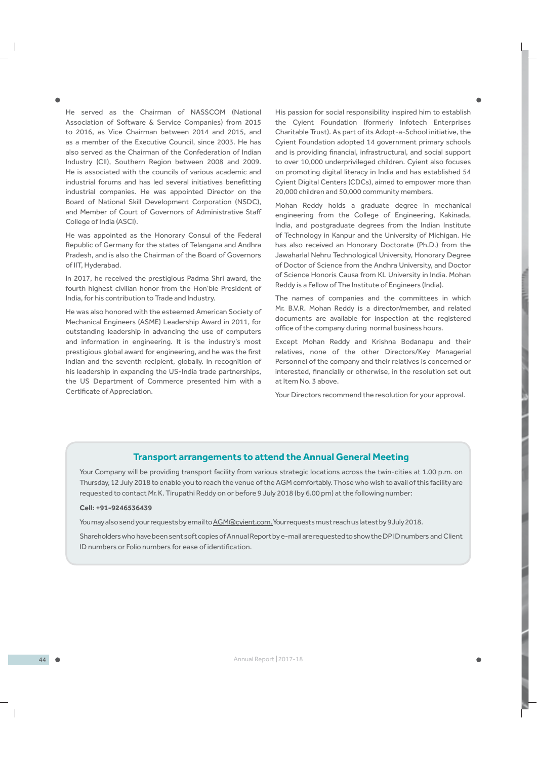He served as the Chairman of NASSCOM (National Association of Software & Service Companies) from 2015 to 2016, as Vice Chairman between 2014 and 2015, and as a member of the Executive Council, since 2003. He has also served as the Chairman of the Confederation of Indian Industry (CII), Southern Region between 2008 and 2009. He is associated with the councils of various academic and industrial forums and has led several initiatives benefitting industrial companies. He was appointed Director on the Board of National Skill Development Corporation (NSDC), and Member of Court of Governors of Administrative Staff College of India (ASCI).

He was appointed as the Honorary Consul of the Federal Republic of Germany for the states of Telangana and Andhra Pradesh, and is also the Chairman of the Board of Governors of IIT, Hyderabad.

In 2017, he received the prestigious Padma Shri award, the fourth highest civilian honor from the Hon'ble President of India, for his contribution to Trade and Industry.

He was also honored with the esteemed American Society of Mechanical Engineers (ASME) Leadership Award in 2011, for outstanding leadership in advancing the use of computers and information in engineering. It is the industry's most prestigious global award for engineering, and he was the first Indian and the seventh recipient, globally. In recognition of his leadership in expanding the US-India trade partnerships, the US Department of Commerce presented him with a Certificate of Appreciation.

His passion for social responsibility inspired him to establish the Cyient Foundation (formerly Infotech Enterprises Charitable Trust). As part of its Adopt-a-School initiative, the Cyient Foundation adopted 14 government primary schools and is providing financial, infrastructural, and social support to over 10,000 underprivileged children. Cyient also focuses on promoting digital literacy in India and has established 54 Cyient Digital Centers (CDCs), aimed to empower more than 20,000 children and 50,000 community members.

Mohan Reddy holds a graduate degree in mechanical engineering from the College of Engineering, Kakinada, India, and postgraduate degrees from the Indian Institute of Technology in Kanpur and the University of Michigan. He has also received an Honorary Doctorate (Ph.D.) from the Jawaharlal Nehru Technological University, Honorary Degree of Doctor of Science from the Andhra University, and Doctor of Science Honoris Causa from KL University in India. Mohan Reddy is a Fellow of The Institute of Engineers (India).

The names of companies and the committees in which Mr. B.V.R. Mohan Reddy is a director/member, and related documents are available for inspection at the registered office of the company during normal business hours.

Except Mohan Reddy and Krishna Bodanapu and their relatives, none of the other Directors/Key Managerial Personnel of the company and their relatives is concerned or interested, financially or otherwise, in the resolution set out at Item No. 3 above.

Your Directors recommend the resolution for your approval.

## Transport arrangements to attend the Annual General Meeting

Your Company will be providing transport facility from various strategic locations across the twin-cities at 1.00 p.m. on Thursday, 12 July 2018 to enable you to reach the venue of the AGM comfortably. Those who wish to avail of this facility are requested to contact Mr. K. Tirupathi Reddy on or before 9 July 2018 (by 6.00 pm) at the following number:

**Cell: +91-9246536439**

You may also send your requests by email to AGM@cyient.com. Your requests must reach us latest by 9 July 2018.

Shareholders who have been sent soft copies of Annual Report by e-mail are requested to show the DP ID numbers and Client ID numbers or Folio numbers for ease of identification.